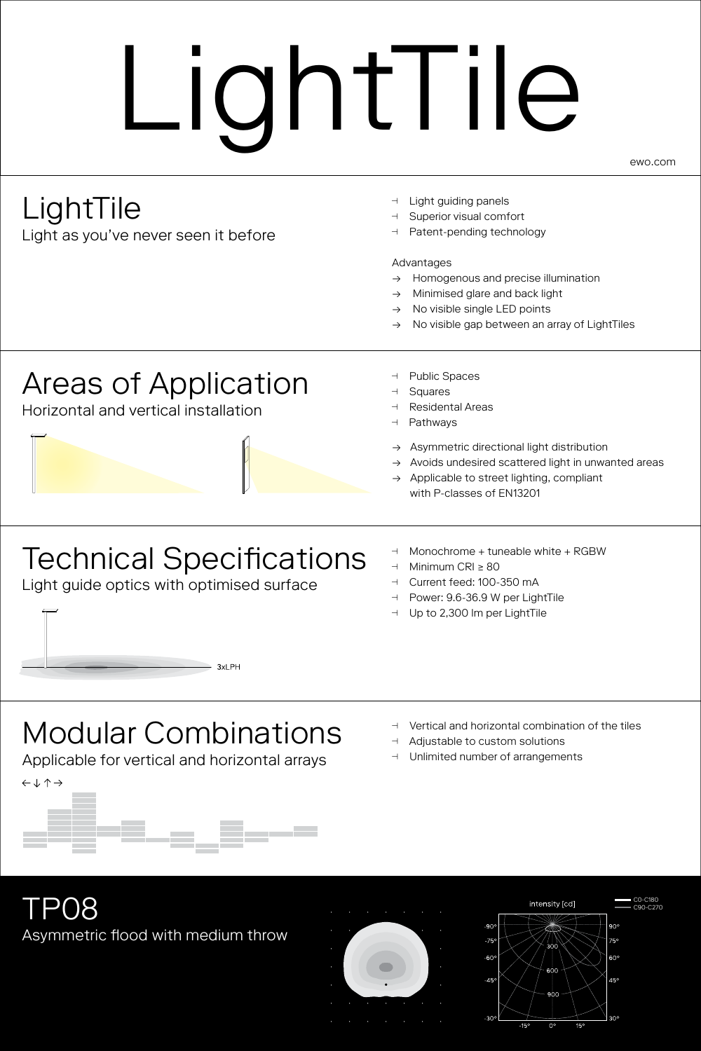# LightTile

ewo.com

## LightTile

Light as you've never seen it before

- Light guiding panels
- Superior visual comfort
- Patent-pending technology

Advantages

→ Homogenous and precise illumination
→ Minimised glare and back light
→ No visible single LED points
→ No visible gap between an array of LightTiles

## Areas of Application

Horizontal and vertical installation

- Public Spaces
- Squares
- Residental Areas
- Pathways

→ Asymmetric directional light distribution
→ Avoids undesired scattered light in unwanted areas
→ Applicable to street lighting, compliant with P-classes of EN13201

## Technical Specifications

Light guide optics with optimised surface

3xLPH

- Monochrome + tuneable white + RGBW
- Minimum CRI ≥ 80
- Current feed: 100-350 mA
- Power: 9.6-36.9 W per LightTile
- Up to 2,300 lm per LightTile

## Modular Combinations

Applicable for vertical and horizontal arrays

← ↓ ↑ →

- Vertical and horizontal combination of the tiles
- Adjustable to custom solutions
- Unlimited number of arrangements

## TP08

Asymmetric flood with medium throw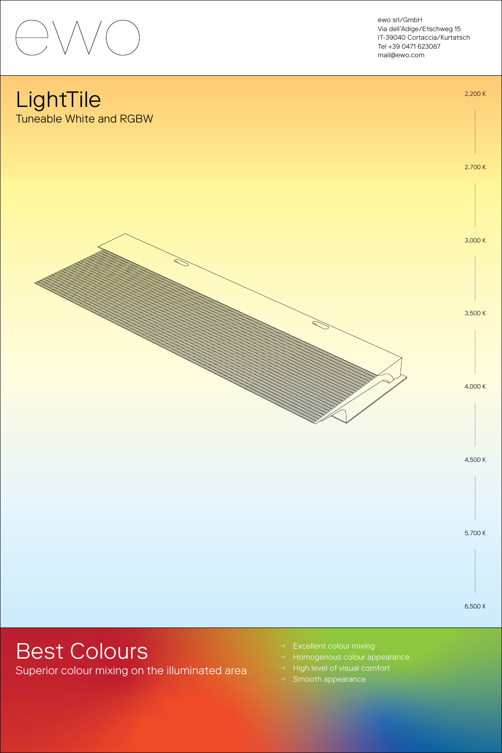ewo srl/GmbH
Via dell'Adige/Etschweg 15
IT-39040 Cortaccia/Kurtatsch
Tel +39 0471 623087
mail@ewo.com

# LightTile

Tuneable White and RGBW

2,200 K

2,700 K

3,000 K

3,500 K

4,000 K

4,500 K

5,700 K

6,500 K

## Best Colours

Superior colour mixing on the illuminated area

- Excellent colour mixing
- Homogenous colour appearance
- High level of visual comfort
- Smooth appearance